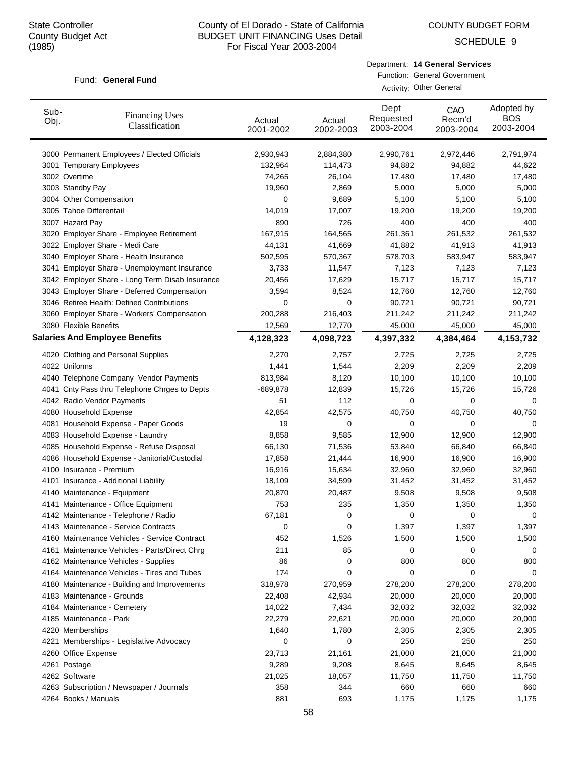State Controller
County Budget Act
(1985)

# County of El Dorado - State of California
## BUDGET UNIT FINANCING Uses Detail
For Fiscal Year 2003-2004

COUNTY BUDGET FORM

SCHEDULE 9

Fund: **General Fund**

Department: **14 General Services**
Function: General Government
Activity: Other General

| Sub-Obj. | Financing Uses Classification | Actual 2001-2002 | Actual 2002-2003 | Dept Requested 2003-2004 | CAO Recm'd 2003-2004 | Adopted by BOS 2003-2004 |
|---|---|---|---|---|---|---|
| 3000 | Permanent Employees / Elected Officials | 2,930,943 | 2,884,380 | 2,990,761 | 2,972,446 | 2,791,974 |
| 3001 | Temporary Employees | 132,964 | 114,473 | 94,882 | 94,882 | 44,622 |
| 3002 | Overtime | 74,265 | 26,104 | 17,480 | 17,480 | 17,480 |
| 3003 | Standby Pay | 19,960 | 2,869 | 5,000 | 5,000 | 5,000 |
| 3004 | Other Compensation | 0 | 9,689 | 5,100 | 5,100 | 5,100 |
| 3005 | Tahoe Differentail | 14,019 | 17,007 | 19,200 | 19,200 | 19,200 |
| 3007 | Hazard Pay | 890 | 726 | 400 | 400 | 400 |
| 3020 | Employer Share - Employee Retirement | 167,915 | 164,565 | 261,361 | 261,532 | 261,532 |
| 3022 | Employer Share - Medi Care | 44,131 | 41,669 | 41,882 | 41,913 | 41,913 |
| 3040 | Employer Share - Health Insurance | 502,595 | 570,367 | 578,703 | 583,947 | 583,947 |
| 3041 | Employer Share - Unemployment Insurance | 3,733 | 11,547 | 7,123 | 7,123 | 7,123 |
| 3042 | Employer Share - Long Term Disab Insurance | 20,456 | 17,629 | 15,717 | 15,717 | 15,717 |
| 3043 | Employer Share - Deferred Compensation | 3,594 | 8,524 | 12,760 | 12,760 | 12,760 |
| 3046 | Retiree Health: Defined Contributions | 0 | 0 | 90,721 | 90,721 | 90,721 |
| 3060 | Employer Share - Workers' Compensation | 200,288 | 216,403 | 211,242 | 211,242 | 211,242 |
| 3080 | Flexible Benefits | 12,569 | 12,770 | 45,000 | 45,000 | 45,000 |
| **Salaries And Employee Benefits** | | **4,128,323** | **4,098,723** | **4,397,332** | **4,384,464** | **4,153,732** |
| 4020 | Clothing and Personal Supplies | 2,270 | 2,757 | 2,725 | 2,725 | 2,725 |
| 4022 | Uniforms | 1,441 | 1,544 | 2,209 | 2,209 | 2,209 |
| 4040 | Telephone Company Vendor Payments | 813,984 | 8,120 | 10,100 | 10,100 | 10,100 |
| 4041 | Cnty Pass thru Telephone Chrges to Depts | -689,878 | 12,839 | 15,726 | 15,726 | 15,726 |
| 4042 | Radio Vendor Payments | 51 | 112 | 0 | 0 | 0 |
| 4080 | Household Expense | 42,854 | 42,575 | 40,750 | 40,750 | 40,750 |
| 4081 | Household Expense - Paper Goods | 19 | 0 | 0 | 0 | 0 |
| 4083 | Household Expense - Laundry | 8,858 | 9,585 | 12,900 | 12,900 | 12,900 |
| 4085 | Household Expense - Refuse Disposal | 66,130 | 71,536 | 53,840 | 66,840 | 66,840 |
| 4086 | Household Expense - Janitorial/Custodial | 17,858 | 21,444 | 16,900 | 16,900 | 16,900 |
| 4100 | Insurance - Premium | 16,916 | 15,634 | 32,960 | 32,960 | 32,960 |
| 4101 | Insurance - Additional Liability | 18,109 | 34,599 | 31,452 | 31,452 | 31,452 |
| 4140 | Maintenance - Equipment | 20,870 | 20,487 | 9,508 | 9,508 | 9,508 |
| 4141 | Maintenance - Office Equipment | 753 | 235 | 1,350 | 1,350 | 1,350 |
| 4142 | Maintenance - Telephone / Radio | 67,181 | 0 | 0 | 0 | 0 |
| 4143 | Maintenance - Service Contracts | 0 | 0 | 1,397 | 1,397 | 1,397 |
| 4160 | Maintenance Vehicles - Service Contract | 452 | 1,526 | 1,500 | 1,500 | 1,500 |
| 4161 | Maintenance Vehicles - Parts/Direct Chrg | 211 | 85 | 0 | 0 | 0 |
| 4162 | Maintenance Vehicles - Supplies | 86 | 0 | 800 | 800 | 800 |
| 4164 | Maintenance Vehicles - Tires and Tubes | 174 | 0 | 0 | 0 | 0 |
| 4180 | Maintenance - Building and Improvements | 318,978 | 270,959 | 278,200 | 278,200 | 278,200 |
| 4183 | Maintenance - Grounds | 22,408 | 42,934 | 20,000 | 20,000 | 20,000 |
| 4184 | Maintenance - Cemetery | 14,022 | 7,434 | 32,032 | 32,032 | 32,032 |
| 4185 | Maintenance - Park | 22,279 | 22,621 | 20,000 | 20,000 | 20,000 |
| 4220 | Memberships | 1,640 | 1,780 | 2,305 | 2,305 | 2,305 |
| 4221 | Memberships - Legislative Advocacy | 0 | 0 | 250 | 250 | 250 |
| 4260 | Office Expense | 23,713 | 21,161 | 21,000 | 21,000 | 21,000 |
| 4261 | Postage | 9,289 | 9,208 | 8,645 | 8,645 | 8,645 |
| 4262 | Software | 21,025 | 18,057 | 11,750 | 11,750 | 11,750 |
| 4263 | Subscription / Newspaper / Journals | 358 | 344 | 660 | 660 | 660 |
| 4264 | Books / Manuals | 881 | 693 | 1,175 | 1,175 | 1,175 |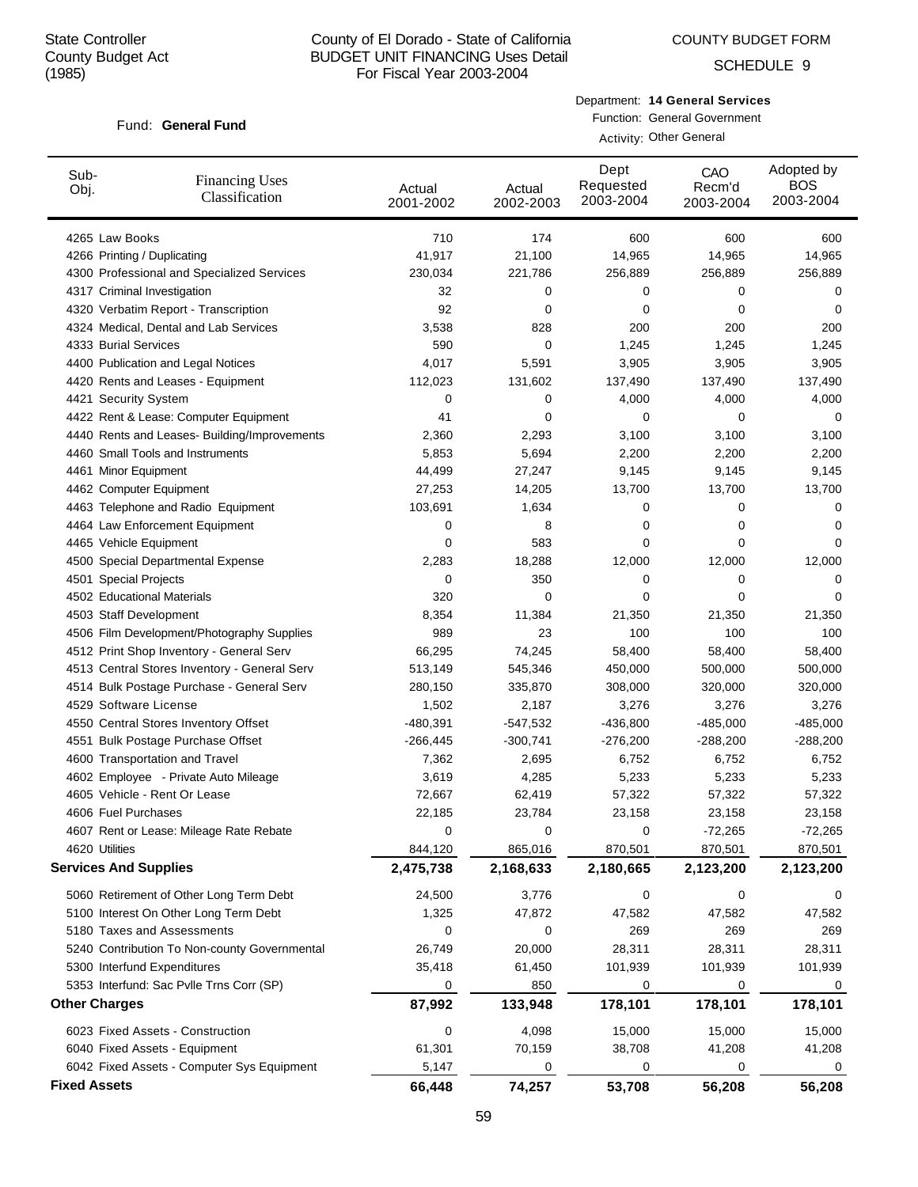State Controller
County Budget Act
(1985)

County of El Dorado - State of California
BUDGET UNIT FINANCING Uses Detail
For Fiscal Year 2003-2004

COUNTY BUDGET FORM
SCHEDULE 9

Fund: **General Fund**

Department: **14 General Services**
Function: General Government
Activity: Other General

| Sub-Obj. | Financing Uses Classification | Actual 2001-2002 | Actual 2002-2003 | Dept Requested 2003-2004 | CAO Recm'd 2003-2004 | Adopted by BOS 2003-2004 |
|---|---|---|---|---|---|---|
| 4265 | Law Books | 710 | 174 | 600 | 600 | 600 |
| 4266 | Printing / Duplicating | 41,917 | 21,100 | 14,965 | 14,965 | 14,965 |
| 4300 | Professional and Specialized Services | 230,034 | 221,786 | 256,889 | 256,889 | 256,889 |
| 4317 | Criminal Investigation | 32 | 0 | 0 | 0 | 0 |
| 4320 | Verbatim Report - Transcription | 92 | 0 | 0 | 0 | 0 |
| 4324 | Medical, Dental and Lab Services | 3,538 | 828 | 200 | 200 | 200 |
| 4333 | Burial Services | 590 | 0 | 1,245 | 1,245 | 1,245 |
| 4400 | Publication and Legal Notices | 4,017 | 5,591 | 3,905 | 3,905 | 3,905 |
| 4420 | Rents and Leases - Equipment | 112,023 | 131,602 | 137,490 | 137,490 | 137,490 |
| 4421 | Security System | 0 | 0 | 4,000 | 4,000 | 4,000 |
| 4422 | Rent & Lease: Computer Equipment | 41 | 0 | 0 | 0 | 0 |
| 4440 | Rents and Leases- Building/Improvements | 2,360 | 2,293 | 3,100 | 3,100 | 3,100 |
| 4460 | Small Tools and Instruments | 5,853 | 5,694 | 2,200 | 2,200 | 2,200 |
| 4461 | Minor Equipment | 44,499 | 27,247 | 9,145 | 9,145 | 9,145 |
| 4462 | Computer Equipment | 27,253 | 14,205 | 13,700 | 13,700 | 13,700 |
| 4463 | Telephone and Radio Equipment | 103,691 | 1,634 | 0 | 0 | 0 |
| 4464 | Law Enforcement Equipment | 0 | 8 | 0 | 0 | 0 |
| 4465 | Vehicle Equipment | 0 | 583 | 0 | 0 | 0 |
| 4500 | Special Departmental Expense | 2,283 | 18,288 | 12,000 | 12,000 | 12,000 |
| 4501 | Special Projects | 0 | 350 | 0 | 0 | 0 |
| 4502 | Educational Materials | 320 | 0 | 0 | 0 | 0 |
| 4503 | Staff Development | 8,354 | 11,384 | 21,350 | 21,350 | 21,350 |
| 4506 | Film Development/Photography Supplies | 989 | 23 | 100 | 100 | 100 |
| 4512 | Print Shop Inventory - General Serv | 66,295 | 74,245 | 58,400 | 58,400 | 58,400 |
| 4513 | Central Stores Inventory - General Serv | 513,149 | 545,346 | 450,000 | 500,000 | 500,000 |
| 4514 | Bulk Postage Purchase - General Serv | 280,150 | 335,870 | 308,000 | 320,000 | 320,000 |
| 4529 | Software License | 1,502 | 2,187 | 3,276 | 3,276 | 3,276 |
| 4550 | Central Stores Inventory Offset | -480,391 | -547,532 | -436,800 | -485,000 | -485,000 |
| 4551 | Bulk Postage Purchase Offset | -266,445 | -300,741 | -276,200 | -288,200 | -288,200 |
| 4600 | Transportation and Travel | 7,362 | 2,695 | 6,752 | 6,752 | 6,752 |
| 4602 | Employee - Private Auto Mileage | 3,619 | 4,285 | 5,233 | 5,233 | 5,233 |
| 4605 | Vehicle - Rent Or Lease | 72,667 | 62,419 | 57,322 | 57,322 | 57,322 |
| 4606 | Fuel Purchases | 22,185 | 23,784 | 23,158 | 23,158 | 23,158 |
| 4607 | Rent or Lease: Mileage Rate Rebate | 0 | 0 | 0 | -72,265 | -72,265 |
| 4620 | Utilities | 844,120 | 865,016 | 870,501 | 870,501 | 870,501 |
| **Services And Supplies** | | **2,475,738** | **2,168,633** | **2,180,665** | **2,123,200** | **2,123,200** |
| 5060 | Retirement of Other Long Term Debt | 24,500 | 3,776 | 0 | 0 | 0 |
| 5100 | Interest On Other Long Term Debt | 1,325 | 47,872 | 47,582 | 47,582 | 47,582 |
| 5180 | Taxes and Assessments | 0 | 0 | 269 | 269 | 269 |
| 5240 | Contribution To Non-county Governmental | 26,749 | 20,000 | 28,311 | 28,311 | 28,311 |
| 5300 | Interfund Expenditures | 35,418 | 61,450 | 101,939 | 101,939 | 101,939 |
| 5353 | Interfund: Sac Pvlle Trns Corr (SP) | 0 | 850 | 0 | 0 | 0 |
| **Other Charges** | | **87,992** | **133,948** | **178,101** | **178,101** | **178,101** |
| 6023 | Fixed Assets - Construction | 0 | 4,098 | 15,000 | 15,000 | 15,000 |
| 6040 | Fixed Assets - Equipment | 61,301 | 70,159 | 38,708 | 41,208 | 41,208 |
| 6042 | Fixed Assets - Computer Sys Equipment | 5,147 | 0 | 0 | 0 | 0 |
| **Fixed Assets** | | **66,448** | **74,257** | **53,708** | **56,208** | **56,208** |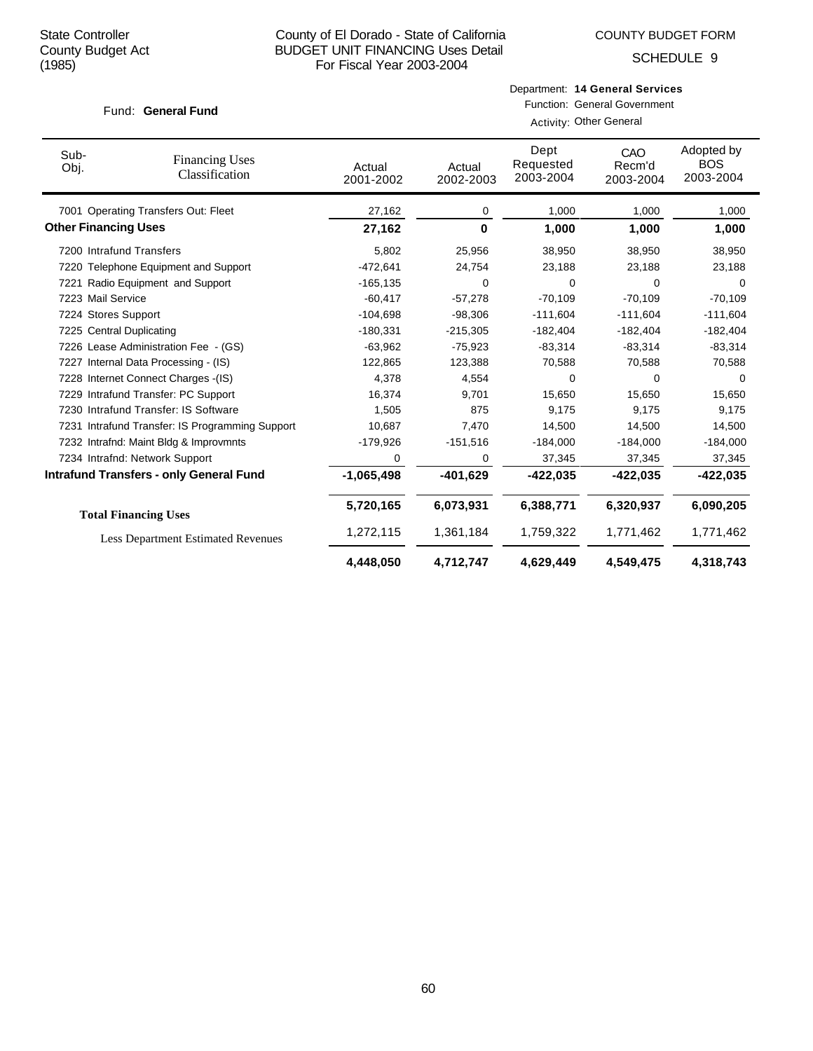State Controller
County Budget Act
(1985)

County of El Dorado - State of California
BUDGET UNIT FINANCING Uses Detail
For Fiscal Year 2003-2004

COUNTY BUDGET FORM
SCHEDULE 9

Fund: **General Fund**

Department: **14 General Services**
Function: General Government
Activity: Other General

| Sub-Obj. | Financing Uses Classification | Actual 2001-2002 | Actual 2002-2003 | Dept Requested 2003-2004 | CAO Recm'd 2003-2004 | Adopted by BOS 2003-2004 |
|---|---|---|---|---|---|---|
| 7001 | Operating Transfers Out: Fleet | 27,162 | 0 | 1,000 | 1,000 | 1,000 |
| **Other Financing Uses** | | **27,162** | **0** | **1,000** | **1,000** | **1,000** |
| 7200 | Intrafund Transfers | 5,802 | 25,956 | 38,950 | 38,950 | 38,950 |
| 7220 | Telephone Equipment and Support | -472,641 | 24,754 | 23,188 | 23,188 | 23,188 |
| 7221 | Radio Equipment and Support | -165,135 | 0 | 0 | 0 | 0 |
| 7223 | Mail Service | -60,417 | -57,278 | -70,109 | -70,109 | -70,109 |
| 7224 | Stores Support | -104,698 | -98,306 | -111,604 | -111,604 | -111,604 |
| 7225 | Central Duplicating | -180,331 | -215,305 | -182,404 | -182,404 | -182,404 |
| 7226 | Lease Administration Fee - (GS) | -63,962 | -75,923 | -83,314 | -83,314 | -83,314 |
| 7227 | Internal Data Processing - (IS) | 122,865 | 123,388 | 70,588 | 70,588 | 70,588 |
| 7228 | Internet Connect Charges -(IS) | 4,378 | 4,554 | 0 | 0 | 0 |
| 7229 | Intrafund Transfer: PC Support | 16,374 | 9,701 | 15,650 | 15,650 | 15,650 |
| 7230 | Intrafund Transfer: IS Software | 1,505 | 875 | 9,175 | 9,175 | 9,175 |
| 7231 | Intrafund Transfer: IS Programming Support | 10,687 | 7,470 | 14,500 | 14,500 | 14,500 |
| 7232 | Intrafnd: Maint Bldg & Improvmnts | -179,926 | -151,516 | -184,000 | -184,000 | -184,000 |
| 7234 | Intrafnd: Network Support | 0 | 0 | 37,345 | 37,345 | 37,345 |
| **Intrafund Transfers - only General Fund** | | **-1,065,498** | **-401,629** | **-422,035** | **-422,035** | **-422,035** |
| **Total Financing Uses** | | **5,720,165** | **6,073,931** | **6,388,771** | **6,320,937** | **6,090,205** |
| Less Department Estimated Revenues | | 1,272,115 | 1,361,184 | 1,759,322 | 1,771,462 | 1,771,462 |
| | | **4,448,050** | **4,712,747** | **4,629,449** | **4,549,475** | **4,318,743** |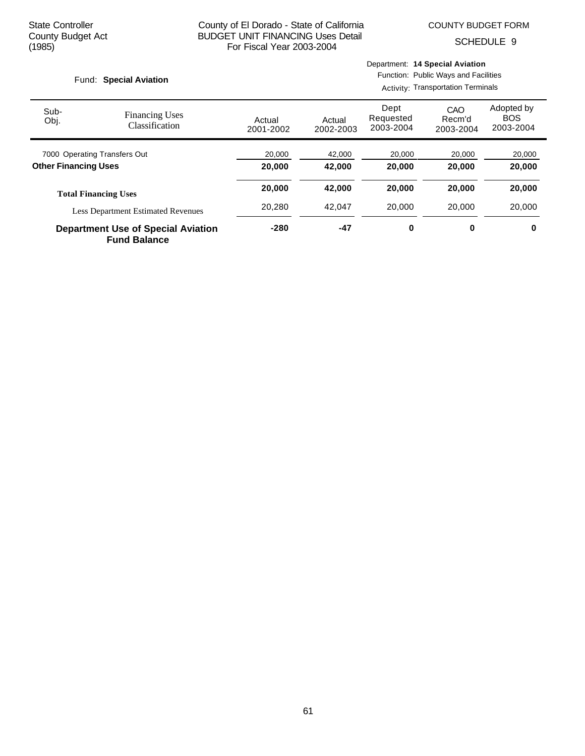State Controller
County Budget Act
(1985)

County of El Dorado - State of California
BUDGET UNIT FINANCING Uses Detail
For Fiscal Year 2003-2004

COUNTY BUDGET FORM

SCHEDULE 9

Fund: **Special Aviation**

Department: **14 Special Aviation**
Function: Public Ways and Facilities
Activity: Transportation Terminals

| Sub-Obj. | Financing Uses Classification | Actual 2001-2002 | Actual 2002-2003 | Dept Requested 2003-2004 | CAO Recm'd 2003-2004 | Adopted by BOS 2003-2004 |
|---|---|---|---|---|---|---|
| 7000 | Operating Transfers Out | 20,000 | 42,000 | 20,000 | 20,000 | 20,000 |
| **Other Financing Uses** | | **20,000** | **42,000** | **20,000** | **20,000** | **20,000** |
| **Total Financing Uses** | | **20,000** | **42,000** | **20,000** | **20,000** | **20,000** |
| | Less Department Estimated Revenues | 20,280 | 42,047 | 20,000 | 20,000 | 20,000 |
| **Department Use of Special Aviation Fund Balance** | | **-280** | **-47** | **0** | **0** | **0** |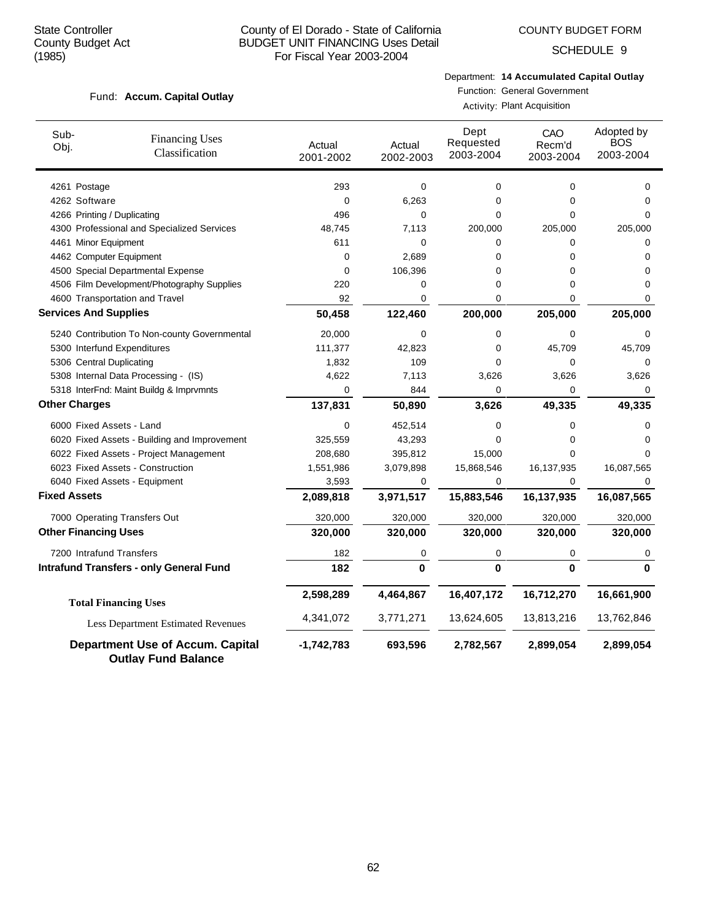State Controller
County Budget Act
(1985)

County of El Dorado - State of California
BUDGET UNIT FINANCING Uses Detail
For Fiscal Year 2003-2004

COUNTY BUDGET FORM
SCHEDULE 9

Fund: **Accum. Capital Outlay**

Department: **14 Accumulated Capital Outlay**
Function: General Government
Activity: Plant Acquisition

| Sub-Obj. | Financing Uses Classification | Actual 2001-2002 | Actual 2002-2003 | Dept Requested 2003-2004 | CAO Recm'd 2003-2004 | Adopted by BOS 2003-2004 |
|---|---|---|---|---|---|---|
| 4261 | Postage | 293 | 0 | 0 | 0 | 0 |
| 4262 | Software | 0 | 6,263 | 0 | 0 | 0 |
| 4266 | Printing / Duplicating | 496 | 0 | 0 | 0 | 0 |
| 4300 | Professional and Specialized Services | 48,745 | 7,113 | 200,000 | 205,000 | 205,000 |
| 4461 | Minor Equipment | 611 | 0 | 0 | 0 | 0 |
| 4462 | Computer Equipment | 0 | 2,689 | 0 | 0 | 0 |
| 4500 | Special Departmental Expense | 0 | 106,396 | 0 | 0 | 0 |
| 4506 | Film Development/Photography Supplies | 220 | 0 | 0 | 0 | 0 |
| 4600 | Transportation and Travel | 92 | 0 | 0 | 0 | 0 |
| **Services And Supplies** | | **50,458** | **122,460** | **200,000** | **205,000** | **205,000** |
| 5240 | Contribution To Non-county Governmental | 20,000 | 0 | 0 | 0 | 0 |
| 5300 | Interfund Expenditures | 111,377 | 42,823 | 0 | 45,709 | 45,709 |
| 5306 | Central Duplicating | 1,832 | 109 | 0 | 0 | 0 |
| 5308 | Internal Data Processing - (IS) | 4,622 | 7,113 | 3,626 | 3,626 | 3,626 |
| 5318 | InterFnd: Maint Buildg & Imprvmnts | 0 | 844 | 0 | 0 | 0 |
| **Other Charges** | | **137,831** | **50,890** | **3,626** | **49,335** | **49,335** |
| 6000 | Fixed Assets - Land | 0 | 452,514 | 0 | 0 | 0 |
| 6020 | Fixed Assets - Building and Improvement | 325,559 | 43,293 | 0 | 0 | 0 |
| 6022 | Fixed Assets - Project Management | 208,680 | 395,812 | 15,000 | 0 | 0 |
| 6023 | Fixed Assets - Construction | 1,551,986 | 3,079,898 | 15,868,546 | 16,137,935 | 16,087,565 |
| 6040 | Fixed Assets - Equipment | 3,593 | 0 | 0 | 0 | 0 |
| **Fixed Assets** | | **2,089,818** | **3,971,517** | **15,883,546** | **16,137,935** | **16,087,565** |
| 7000 | Operating Transfers Out | 320,000 | 320,000 | 320,000 | 320,000 | 320,000 |
| **Other Financing Uses** | | **320,000** | **320,000** | **320,000** | **320,000** | **320,000** |
| 7200 | Intrafund Transfers | 182 | 0 | 0 | 0 | 0 |
| **Intrafund Transfers - only General Fund** | | **182** | **0** | **0** | **0** | **0** |
| **Total Financing Uses** | | **2,598,289** | **4,464,867** | **16,407,172** | **16,712,270** | **16,661,900** |
| Less Department Estimated Revenues | | 4,341,072 | 3,771,271 | 13,624,605 | 13,813,216 | 13,762,846 |
| **Department Use of Accum. Capital Outlay Fund Balance** | | **-1,742,783** | **693,596** | **2,782,567** | **2,899,054** | **2,899,054** |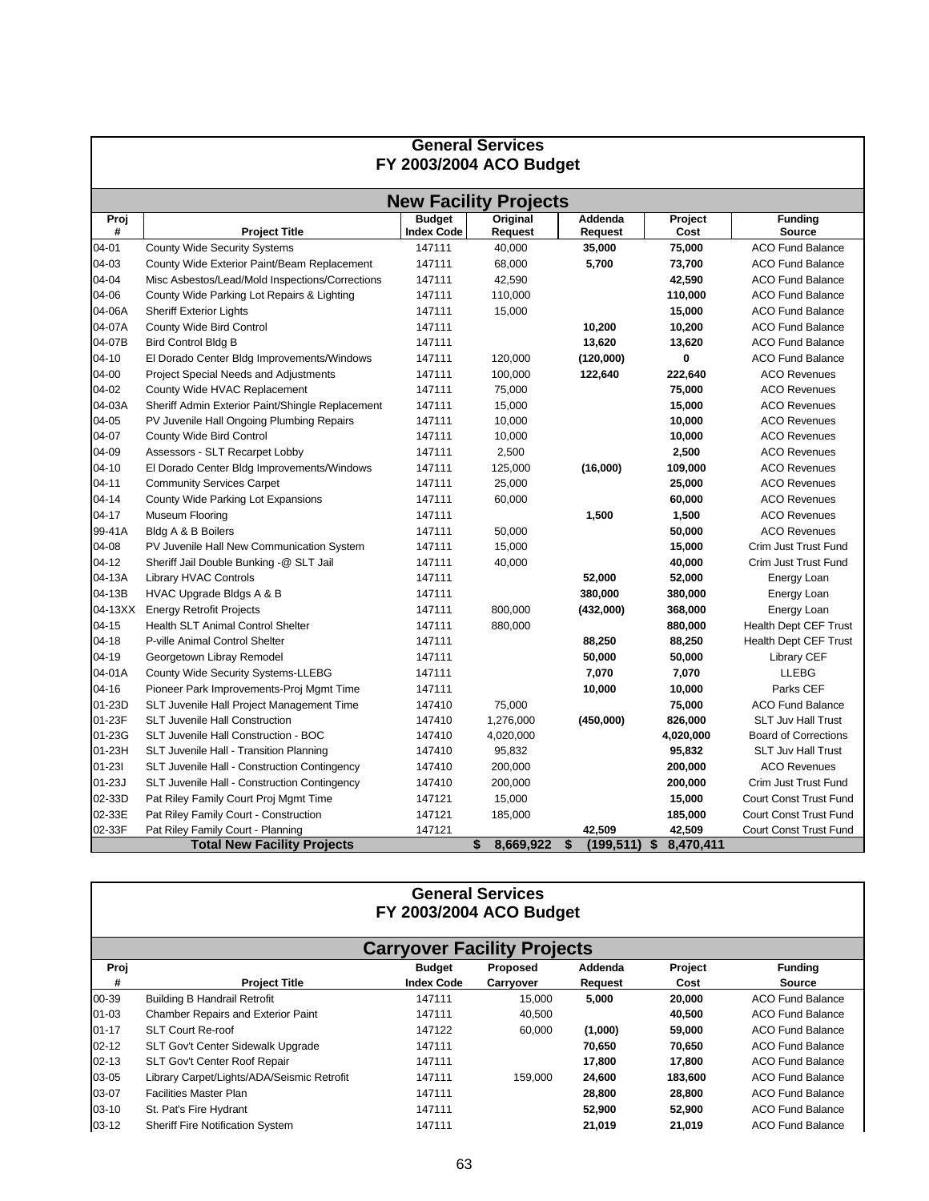## General Services
## FY 2003/2004 ACO Budget

### New Facility Projects

| Proj # | Project Title | Budget Index Code | Original Request | Addenda Request | Project Cost | Funding Source |
|---|---|---|---|---|---|---|
| 04-01 | County Wide Security Systems | 147111 | 40,000 | **35,000** | **75,000** | ACO Fund Balance |
| 04-03 | County Wide Exterior Paint/Beam Replacement | 147111 | 68,000 | **5,700** | **73,700** | ACO Fund Balance |
| 04-04 | Misc Asbestos/Lead/Mold Inspections/Corrections | 147111 | 42,590 | | **42,590** | ACO Fund Balance |
| 04-06 | County Wide Parking Lot Repairs & Lighting | 147111 | 110,000 | | **110,000** | ACO Fund Balance |
| 04-06A | Sheriff Exterior Lights | 147111 | 15,000 | | **15,000** | ACO Fund Balance |
| 04-07A | County Wide Bird Control | 147111 | | **10,200** | **10,200** | ACO Fund Balance |
| 04-07B | Bird Control Bldg B | 147111 | | **13,620** | **13,620** | ACO Fund Balance |
| 04-10 | El Dorado Center Bldg Improvements/Windows | 147111 | 120,000 | **(120,000)** | **0** | ACO Fund Balance |
| 04-00 | Project Special Needs and Adjustments | 147111 | 100,000 | **122,640** | **222,640** | ACO Revenues |
| 04-02 | County Wide HVAC Replacement | 147111 | 75,000 | | **75,000** | ACO Revenues |
| 04-03A | Sheriff Admin Exterior Paint/Shingle Replacement | 147111 | 15,000 | | **15,000** | ACO Revenues |
| 04-05 | PV Juvenile Hall Ongoing Plumbing Repairs | 147111 | 10,000 | | **10,000** | ACO Revenues |
| 04-07 | County Wide Bird Control | 147111 | 10,000 | | **10,000** | ACO Revenues |
| 04-09 | Assessors - SLT Recarpet Lobby | 147111 | 2,500 | | **2,500** | ACO Revenues |
| 04-10 | El Dorado Center Bldg Improvements/Windows | 147111 | 125,000 | **(16,000)** | **109,000** | ACO Revenues |
| 04-11 | Community Services Carpet | 147111 | 25,000 | | **25,000** | ACO Revenues |
| 04-14 | County Wide Parking Lot Expansions | 147111 | 60,000 | | **60,000** | ACO Revenues |
| 04-17 | Museum Flooring | 147111 | | **1,500** | **1,500** | ACO Revenues |
| 99-41A | Bldg A & B Boilers | 147111 | 50,000 | | **50,000** | ACO Revenues |
| 04-08 | PV Juvenile Hall New Communication System | 147111 | 15,000 | | **15,000** | Crim Just Trust Fund |
| 04-12 | Sheriff Jail Double Bunking -@ SLT Jail | 147111 | 40,000 | | **40,000** | Crim Just Trust Fund |
| 04-13A | Library HVAC Controls | 147111 | | **52,000** | **52,000** | Energy Loan |
| 04-13B | HVAC Upgrade Bldgs A & B | 147111 | | **380,000** | **380,000** | Energy Loan |
| 04-13XX | Energy Retrofit Projects | 147111 | 800,000 | **(432,000)** | **368,000** | Energy Loan |
| 04-15 | Health SLT Animal Control Shelter | 147111 | 880,000 | | **880,000** | Health Dept CEF Trust |
| 04-18 | P-ville Animal Control Shelter | 147111 | | **88,250** | **88,250** | Health Dept CEF Trust |
| 04-19 | Georgetown Libray Remodel | 147111 | | **50,000** | **50,000** | Library CEF |
| 04-01A | County Wide Security Systems-LLEBG | 147111 | | **7,070** | **7,070** | LLEBG |
| 04-16 | Pioneer Park Improvements-Proj Mgmt Time | 147111 | | **10,000** | **10,000** | Parks CEF |
| 01-23D | SLT Juvenile Hall Project Management Time | 147410 | 75,000 | | **75,000** | ACO Fund Balance |
| 01-23F | SLT Juvenile Hall Construction | 147410 | 1,276,000 | **(450,000)** | **826,000** | SLT Juv Hall Trust |
| 01-23G | SLT Juvenile Hall Construction - BOC | 147410 | 4,020,000 | | **4,020,000** | Board of Corrections |
| 01-23H | SLT Juvenile Hall - Transition Planning | 147410 | 95,832 | | **95,832** | SLT Juv Hall Trust |
| 01-23I | SLT Juvenile Hall - Construction Contingency | 147410 | 200,000 | | **200,000** | ACO Revenues |
| 01-23J | SLT Juvenile Hall - Construction Contingency | 147410 | 200,000 | | **200,000** | Crim Just Trust Fund |
| 02-33D | Pat Riley Family Court Proj Mgmt Time | 147121 | 15,000 | | **15,000** | Court Const Trust Fund |
| 02-33E | Pat Riley Family Court - Construction | 147121 | 185,000 | | **185,000** | Court Const Trust Fund |
| 02-33F | Pat Riley Family Court - Planning | 147121 | | **42,509** | **42,509** | Court Const Trust Fund |
| | **Total New Facility Projects** | | **$ 8,669,922** | **$ (199,511)** | **$ 8,470,411** | |

## General Services
## FY 2003/2004 ACO Budget

### Carryover Facility Projects

| Proj # | Project Title | Budget Index Code | Proposed Carryover | Addenda Request | Project Cost | Funding Source |
|---|---|---|---|---|---|---|
| 00-39 | Building B Handrail Retrofit | 147111 | 15,000 | **5,000** | **20,000** | ACO Fund Balance |
| 01-03 | Chamber Repairs and Exterior Paint | 147111 | 40,500 | | **40,500** | ACO Fund Balance |
| 01-17 | SLT Court Re-roof | 147122 | 60,000 | **(1,000)** | **59,000** | ACO Fund Balance |
| 02-12 | SLT Gov't Center Sidewalk Upgrade | 147111 | | **70,650** | **70,650** | ACO Fund Balance |
| 02-13 | SLT Gov't Center Roof Repair | 147111 | | **17,800** | **17,800** | ACO Fund Balance |
| 03-05 | Library Carpet/Lights/ADA/Seismic Retrofit | 147111 | 159,000 | **24,600** | **183,600** | ACO Fund Balance |
| 03-07 | Facilities Master Plan | 147111 | | **28,800** | **28,800** | ACO Fund Balance |
| 03-10 | St. Pat's Fire Hydrant | 147111 | | **52,900** | **52,900** | ACO Fund Balance |
| 03-12 | Sheriff Fire Notification System | 147111 | | **21,019** | **21,019** | ACO Fund Balance |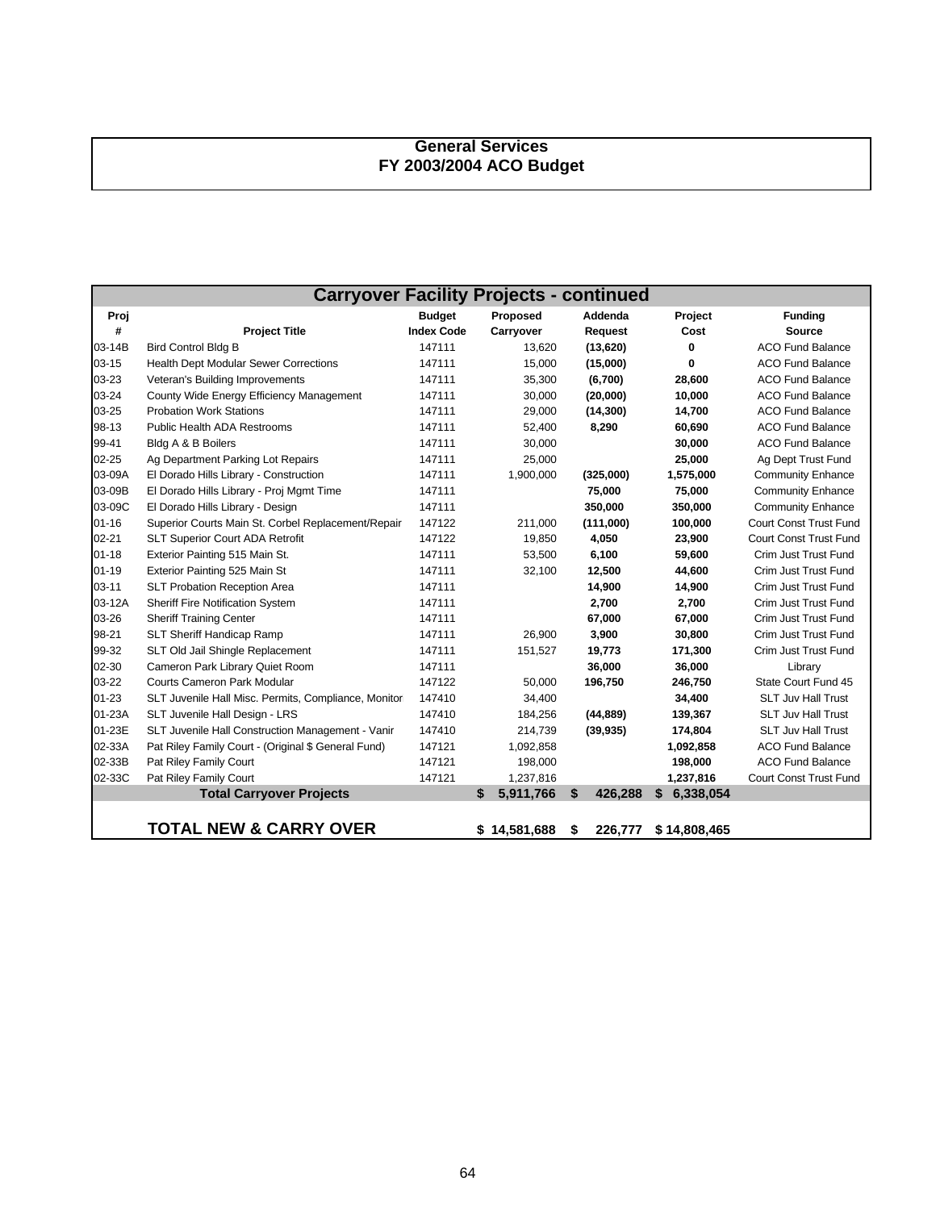# General Services
## FY 2003/2004 ACO Budget

| Carryover Facility Projects - continued | | | | | | |
|---|---|---|---|---|---|---|
| **Proj #** | **Project Title** | **Budget Index Code** | **Proposed Carryover** | **Addenda Request** | **Project Cost** | **Funding Source** |
| 03-14B | Bird Control Bldg B | 147111 | 13,620 | **(13,620)** | **0** | ACO Fund Balance |
| 03-15 | Health Dept Modular Sewer Corrections | 147111 | 15,000 | **(15,000)** | **0** | ACO Fund Balance |
| 03-23 | Veteran's Building Improvements | 147111 | 35,300 | **(6,700)** | **28,600** | ACO Fund Balance |
| 03-24 | County Wide Energy Efficiency Management | 147111 | 30,000 | **(20,000)** | **10,000** | ACO Fund Balance |
| 03-25 | Probation Work Stations | 147111 | 29,000 | **(14,300)** | **14,700** | ACO Fund Balance |
| 98-13 | Public Health ADA Restrooms | 147111 | 52,400 | **8,290** | **60,690** | ACO Fund Balance |
| 99-41 | Bldg A & B Boilers | 147111 | 30,000 | | **30,000** | ACO Fund Balance |
| 02-25 | Ag Department Parking Lot Repairs | 147111 | 25,000 | | **25,000** | Ag Dept Trust Fund |
| 03-09A | El Dorado Hills Library - Construction | 147111 | 1,900,000 | **(325,000)** | **1,575,000** | Community Enhance |
| 03-09B | El Dorado Hills Library - Proj Mgmt Time | 147111 | | **75,000** | **75,000** | Community Enhance |
| 03-09C | El Dorado Hills Library - Design | 147111 | | **350,000** | **350,000** | Community Enhance |
| 01-16 | Superior Courts Main St. Corbel Replacement/Repair | 147122 | 211,000 | **(111,000)** | **100,000** | Court Const Trust Fund |
| 02-21 | SLT Superior Court ADA Retrofit | 147122 | 19,850 | **4,050** | **23,900** | Court Const Trust Fund |
| 01-18 | Exterior Painting 515 Main St. | 147111 | 53,500 | **6,100** | **59,600** | Crim Just Trust Fund |
| 01-19 | Exterior Painting 525 Main St | 147111 | 32,100 | **12,500** | **44,600** | Crim Just Trust Fund |
| 03-11 | SLT Probation Reception Area | 147111 | | **14,900** | **14,900** | Crim Just Trust Fund |
| 03-12A | Sheriff Fire Notification System | 147111 | | **2,700** | **2,700** | Crim Just Trust Fund |
| 03-26 | Sheriff Training Center | 147111 | | **67,000** | **67,000** | Crim Just Trust Fund |
| 98-21 | SLT Sheriff Handicap Ramp | 147111 | 26,900 | **3,900** | **30,800** | Crim Just Trust Fund |
| 99-32 | SLT Old Jail Shingle Replacement | 147111 | 151,527 | **19,773** | **171,300** | Crim Just Trust Fund |
| 02-30 | Cameron Park Library Quiet Room | 147111 | | **36,000** | **36,000** | Library |
| 03-22 | Courts Cameron Park Modular | 147122 | 50,000 | **196,750** | **246,750** | State Court Fund 45 |
| 01-23 | SLT Juvenile Hall Misc. Permits, Compliance, Monitor | 147410 | 34,400 | | **34,400** | SLT Juv Hall Trust |
| 01-23A | SLT Juvenile Hall Design - LRS | 147410 | 184,256 | **(44,889)** | **139,367** | SLT Juv Hall Trust |
| 01-23E | SLT Juvenile Hall Construction Management - Vanir | 147410 | 214,739 | **(39,935)** | **174,804** | SLT Juv Hall Trust |
| 02-33A | Pat Riley Family Court - (Original $ General Fund) | 147121 | 1,092,858 | | **1,092,858** | ACO Fund Balance |
| 02-33B | Pat Riley Family Court | 147121 | 198,000 | | **198,000** | ACO Fund Balance |
| 02-33C | Pat Riley Family Court | 147121 | 1,237,816 | | **1,237,816** | Court Const Trust Fund |
| | **Total Carryover Projects** | | **$ 5,911,766** | **$ 426,288** | **$ 6,338,054** | |
| | **TOTAL NEW & CARRY OVER** | | **$ 14,581,688** | **$ 226,777** | **$ 14,808,465** | |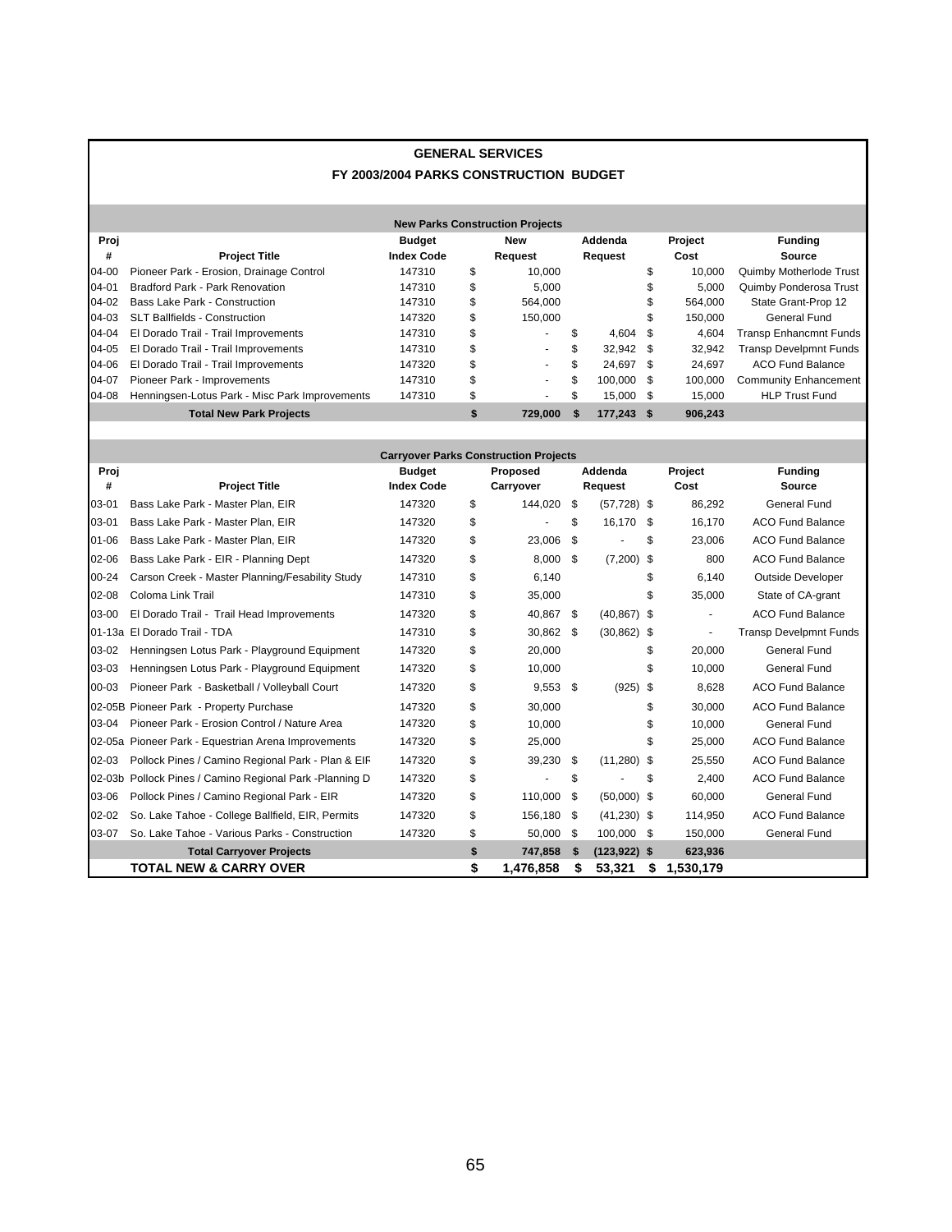# GENERAL SERVICES

## FY 2003/2004 PARKS CONSTRUCTION BUDGET

### New Parks Construction Projects

| Proj # | Project Title | Budget Index Code | New Request | Addenda Request | Project Cost | Funding Source |
|---|---|---|---|---|---|---|
| 04-00 | Pioneer Park - Erosion, Drainage Control | 147310 | $ 10,000 | | $ 10,000 | Quimby Motherlode Trust |
| 04-01 | Bradford Park - Park Renovation | 147310 | $ 5,000 | | $ 5,000 | Quimby Ponderosa Trust |
| 04-02 | Bass Lake Park - Construction | 147310 | $ 564,000 | | $ 564,000 | State Grant-Prop 12 |
| 04-03 | SLT Ballfields - Construction | 147320 | $ 150,000 | | $ 150,000 | General Fund |
| 04-04 | El Dorado Trail - Trail Improvements | 147310 | $ - | $ 4,604 | $ 4,604 | Transp Enhancmnt Funds |
| 04-05 | El Dorado Trail - Trail Improvements | 147310 | $ - | $ 32,942 | $ 32,942 | Transp Develpmnt Funds |
| 04-06 | El Dorado Trail - Trail Improvements | 147320 | $ - | $ 24,697 | $ 24,697 | ACO Fund Balance |
| 04-07 | Pioneer Park - Improvements | 147310 | $ - | $ 100,000 | $ 100,000 | Community Enhancement |
| 04-08 | Henningsen-Lotus Park - Misc Park Improvements | 147310 | $ - | $ 15,000 | $ 15,000 | HLP Trust Fund |
| | **Total New Park Projects** | | **$ 729,000** | **$ 177,243** | **$ 906,243** | |

### Carryover Parks Construction Projects

| Proj # | Project Title | Budget Index Code | Proposed Carryover | Addenda Request | Project Cost | Funding Source |
|---|---|---|---|---|---|---|
| 03-01 | Bass Lake Park - Master Plan, EIR | 147320 | $ 144,020 | $ (57,728) | $ 86,292 | General Fund |
| 03-01 | Bass Lake Park - Master Plan, EIR | 147320 | $ - | $ 16,170 | $ 16,170 | ACO Fund Balance |
| 01-06 | Bass Lake Park - Master Plan, EIR | 147320 | $ 23,006 | $ - | $ 23,006 | ACO Fund Balance |
| 02-06 | Bass Lake Park - EIR - Planning Dept | 147320 | $ 8,000 | $ (7,200) | $ 800 | ACO Fund Balance |
| 00-24 | Carson Creek - Master Planning/Fesability Study | 147310 | $ 6,140 | | $ 6,140 | Outside Developer |
| 02-08 | Coloma Link Trail | 147310 | $ 35,000 | | $ 35,000 | State of CA-grant |
| 03-00 | El Dorado Trail - Trail Head Improvements | 147320 | $ 40,867 | $ (40,867) | $ - | ACO Fund Balance |
| 01-13a | El Dorado Trail - TDA | 147310 | $ 30,862 | $ (30,862) | $ - | Transp Develpmnt Funds |
| 03-02 | Henningsen Lotus Park - Playground Equipment | 147320 | $ 20,000 | | $ 20,000 | General Fund |
| 03-03 | Henningsen Lotus Park - Playground Equipment | 147320 | $ 10,000 | | $ 10,000 | General Fund |
| 00-03 | Pioneer Park - Basketball / Volleyball Court | 147320 | $ 9,553 | $ (925) | $ 8,628 | ACO Fund Balance |
| 02-05B | Pioneer Park - Property Purchase | 147320 | $ 30,000 | | $ 30,000 | ACO Fund Balance |
| 03-04 | Pioneer Park - Erosion Control / Nature Area | 147320 | $ 10,000 | | $ 10,000 | General Fund |
| 02-05a | Pioneer Park - Equestrian Arena Improvements | 147320 | $ 25,000 | | $ 25,000 | ACO Fund Balance |
| 02-03 | Pollock Pines / Camino Regional Park - Plan & EIF | 147320 | $ 39,230 | $ (11,280) | $ 25,550 | ACO Fund Balance |
| 02-03b | Pollock Pines / Camino Regional Park -Planning D | 147320 | $ - | $ - | $ 2,400 | ACO Fund Balance |
| 03-06 | Pollock Pines / Camino Regional Park - EIR | 147320 | $ 110,000 | $ (50,000) | $ 60,000 | General Fund |
| 02-02 | So. Lake Tahoe - College Ballfield, EIR, Permits | 147320 | $ 156,180 | $ (41,230) | $ 114,950 | ACO Fund Balance |
| 03-07 | So. Lake Tahoe - Various Parks - Construction | 147320 | $ 50,000 | $ 100,000 | $ 150,000 | General Fund |
| | **Total Carryover Projects** | | **$ 747,858** | **$ (123,922)** | **$ 623,936** | |
| | **TOTAL NEW & CARRY OVER** | | **$ 1,476,858** | **$ 53,321** | **$ 1,530,179** | |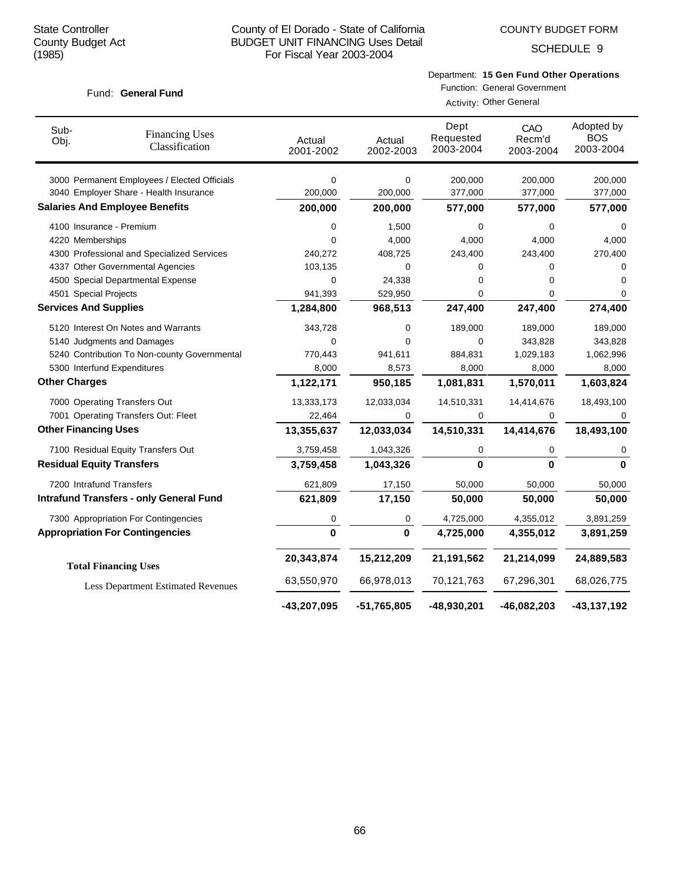State Controller
County Budget Act
(1985)

County of El Dorado - State of California
BUDGET UNIT FINANCING Uses Detail
For Fiscal Year 2003-2004

COUNTY BUDGET FORM

SCHEDULE 9

Fund: **General Fund**

Department: **15 Gen Fund Other Operations**
Function: General Government
Activity: Other General

| Sub-Obj. | Financing Uses Classification | Actual 2001-2002 | Actual 2002-2003 | Dept Requested 2003-2004 | CAO Recm'd 2003-2004 | Adopted by BOS 2003-2004 |
|---|---|---|---|---|---|---|
| 3000 | Permanent Employees / Elected Officials | 0 | 0 | 200,000 | 200,000 | 200,000 |
| 3040 | Employer Share - Health Insurance | 200,000 | 200,000 | 377,000 | 377,000 | 377,000 |
| **Salaries And Employee Benefits** | | **200,000** | **200,000** | **577,000** | **577,000** | **577,000** |
| 4100 | Insurance - Premium | 0 | 1,500 | 0 | 0 | 0 |
| 4220 | Memberships | 0 | 4,000 | 4,000 | 4,000 | 4,000 |
| 4300 | Professional and Specialized Services | 240,272 | 408,725 | 243,400 | 243,400 | 270,400 |
| 4337 | Other Governmental Agencies | 103,135 | 0 | 0 | 0 | 0 |
| 4500 | Special Departmental Expense | 0 | 24,338 | 0 | 0 | 0 |
| 4501 | Special Projects | 941,393 | 529,950 | 0 | 0 | 0 |
| **Services And Supplies** | | **1,284,800** | **968,513** | **247,400** | **247,400** | **274,400** |
| 5120 | Interest On Notes and Warrants | 343,728 | 0 | 189,000 | 189,000 | 189,000 |
| 5140 | Judgments and Damages | 0 | 0 | 0 | 343,828 | 343,828 |
| 5240 | Contribution To Non-county Governmental | 770,443 | 941,611 | 884,831 | 1,029,183 | 1,062,996 |
| 5300 | Interfund Expenditures | 8,000 | 8,573 | 8,000 | 8,000 | 8,000 |
| **Other Charges** | | **1,122,171** | **950,185** | **1,081,831** | **1,570,011** | **1,603,824** |
| 7000 | Operating Transfers Out | 13,333,173 | 12,033,034 | 14,510,331 | 14,414,676 | 18,493,100 |
| 7001 | Operating Transfers Out: Fleet | 22,464 | 0 | 0 | 0 | 0 |
| **Other Financing Uses** | | **13,355,637** | **12,033,034** | **14,510,331** | **14,414,676** | **18,493,100** |
| 7100 | Residual Equity Transfers Out | 3,759,458 | 1,043,326 | 0 | 0 | 0 |
| **Residual Equity Transfers** | | **3,759,458** | **1,043,326** | **0** | **0** | **0** |
| 7200 | Intrafund Transfers | 621,809 | 17,150 | 50,000 | 50,000 | 50,000 |
| **Intrafund Transfers - only General Fund** | | **621,809** | **17,150** | **50,000** | **50,000** | **50,000** |
| 7300 | Appropriation For Contingencies | 0 | 0 | 4,725,000 | 4,355,012 | 3,891,259 |
| **Appropriation For Contingencies** | | **0** | **0** | **4,725,000** | **4,355,012** | **3,891,259** |
| **Total Financing Uses** | | **20,343,874** | **15,212,209** | **21,191,562** | **21,214,099** | **24,889,583** |
| Less Department Estimated Revenues | | 63,550,970 | 66,978,013 | 70,121,763 | 67,296,301 | 68,026,775 |
| | | **-43,207,095** | **-51,765,805** | **-48,930,201** | **-46,082,203** | **-43,137,192** |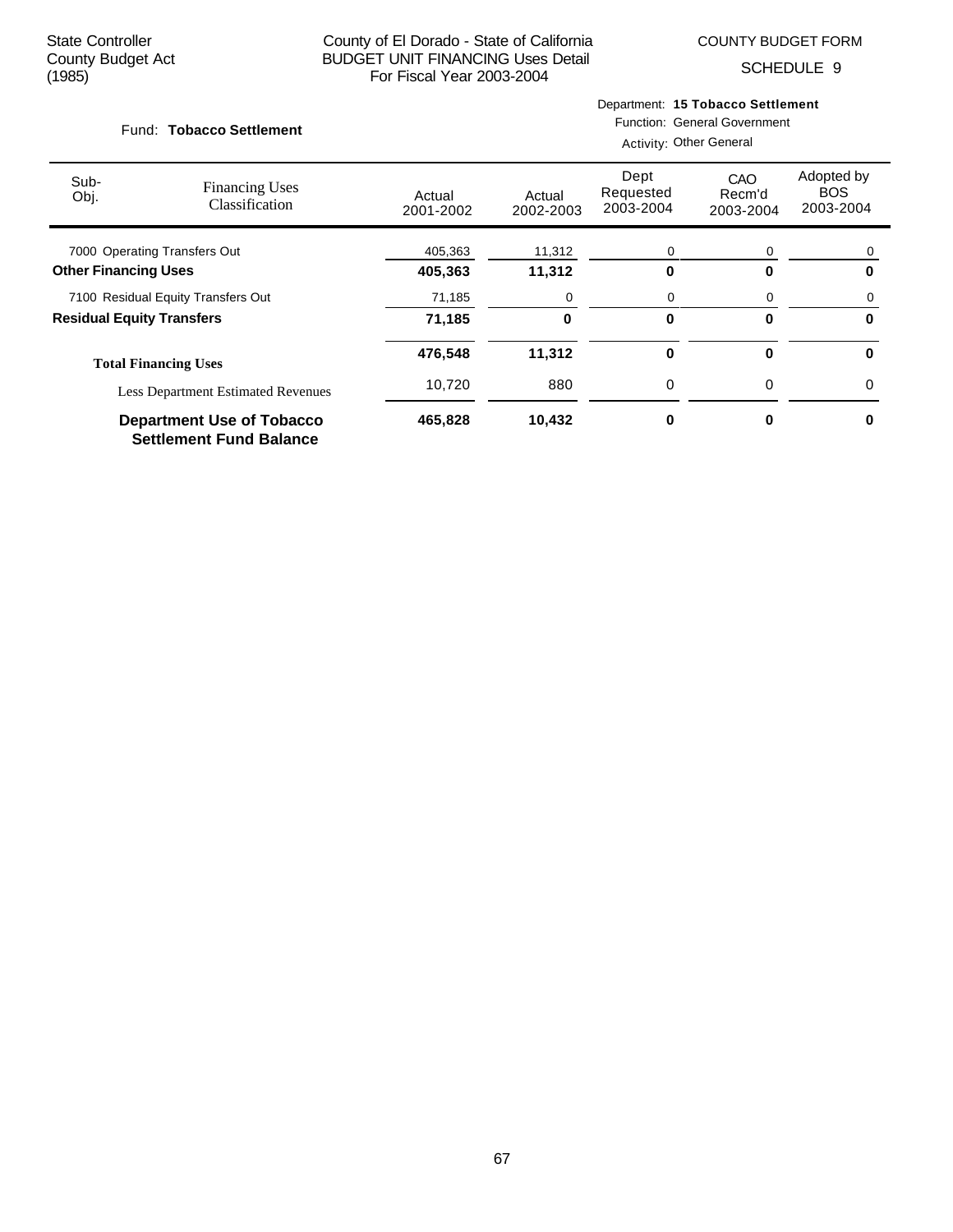State Controller
County Budget Act
(1985)

County of El Dorado - State of California
BUDGET UNIT FINANCING Uses Detail
For Fiscal Year 2003-2004

COUNTY BUDGET FORM
SCHEDULE 9

Fund: **Tobacco Settlement**

Department: **15 Tobacco Settlement**
Function: General Government
Activity: Other General

| Sub-Obj. | Financing Uses Classification | Actual 2001-2002 | Actual 2002-2003 | Dept Requested 2003-2004 | CAO Recm'd 2003-2004 | Adopted by BOS 2003-2004 |
|---|---|---|---|---|---|---|
| 7000 | Operating Transfers Out | 405,363 | 11,312 | 0 | 0 | 0 |
| **Other Financing Uses** | | **405,363** | **11,312** | **0** | **0** | **0** |
| 7100 | Residual Equity Transfers Out | 71,185 | 0 | 0 | 0 | 0 |
| **Residual Equity Transfers** | | **71,185** | **0** | **0** | **0** | **0** |
| **Total Financing Uses** | | **476,548** | **11,312** | **0** | **0** | **0** |
| | Less Department Estimated Revenues | 10,720 | 880 | 0 | 0 | 0 |
| **Department Use of Tobacco Settlement Fund Balance** | | **465,828** | **10,432** | **0** | **0** | **0** |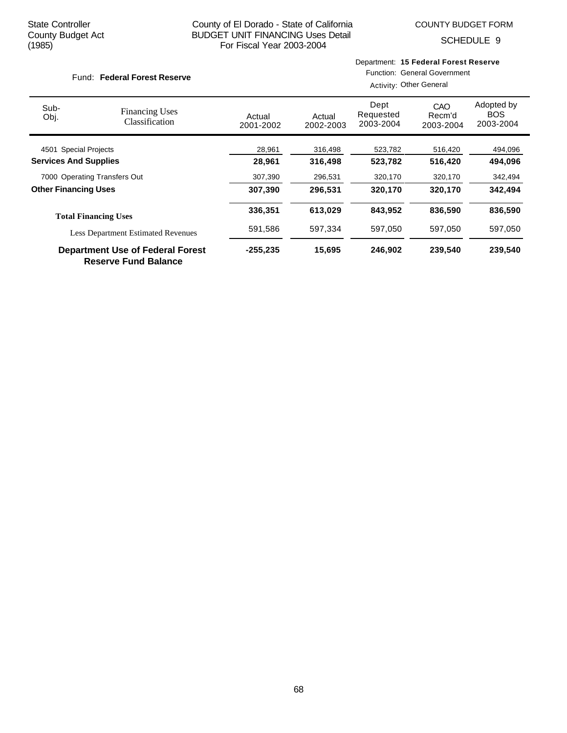State Controller
County Budget Act
(1985)

County of El Dorado - State of California
BUDGET UNIT FINANCING Uses Detail
For Fiscal Year 2003-2004

COUNTY BUDGET FORM
SCHEDULE 9

Fund: **Federal Forest Reserve**

Department: **15 Federal Forest Reserve**
Function: General Government
Activity: Other General

| Sub-Obj. | Financing Uses Classification | Actual 2001-2002 | Actual 2002-2003 | Dept Requested 2003-2004 | CAO Recm'd 2003-2004 | Adopted by BOS 2003-2004 |
|---|---|---|---|---|---|---|
| 4501 | Special Projects | 28,961 | 316,498 | 523,782 | 516,420 | 494,096 |
| **Services And Supplies** | | **28,961** | **316,498** | **523,782** | **516,420** | **494,096** |
| 7000 | Operating Transfers Out | 307,390 | 296,531 | 320,170 | 320,170 | 342,494 |
| **Other Financing Uses** | | **307,390** | **296,531** | **320,170** | **320,170** | **342,494** |
| **Total Financing Uses** | | **336,351** | **613,029** | **843,952** | **836,590** | **836,590** |
| Less Department Estimated Revenues | | 591,586 | 597,334 | 597,050 | 597,050 | 597,050 |
| **Department Use of Federal Forest Reserve Fund Balance** | | **-255,235** | **15,695** | **246,902** | **239,540** | **239,540** |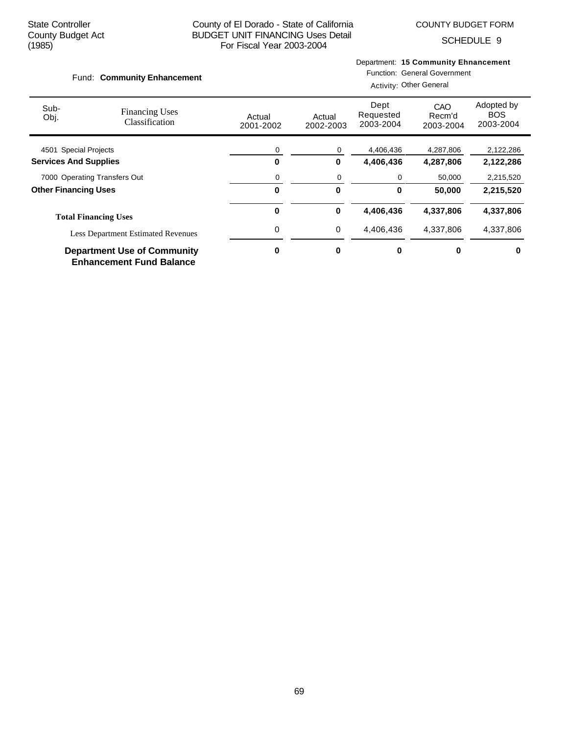State Controller
County Budget Act
(1985)

County of El Dorado - State of California
BUDGET UNIT FINANCING Uses Detail
For Fiscal Year 2003-2004

COUNTY BUDGET FORM
SCHEDULE 9

Fund: **Community Enhancement**

Department: **15 Community Ehnancement**
Function: General Government
Activity: Other General

| Sub-Obj. | Financing Uses Classification | Actual 2001-2002 | Actual 2002-2003 | Dept Requested 2003-2004 | CAO Recm'd 2003-2004 | Adopted by BOS 2003-2004 |
|---|---|---|---|---|---|---|
| 4501 | Special Projects | 0 | 0 | 4,406,436 | 4,287,806 | 2,122,286 |
| **Services And Supplies** | | **0** | **0** | **4,406,436** | **4,287,806** | **2,122,286** |
| 7000 | Operating Transfers Out | 0 | 0 | 0 | 50,000 | 2,215,520 |
| **Other Financing Uses** | | **0** | **0** | **0** | **50,000** | **2,215,520** |
| **Total Financing Uses** | | **0** | **0** | **4,406,436** | **4,337,806** | **4,337,806** |
| | Less Department Estimated Revenues | 0 | 0 | 4,406,436 | 4,337,806 | 4,337,806 |
| **Department Use of Community Enhancement Fund Balance** | | **0** | **0** | **0** | **0** | **0** |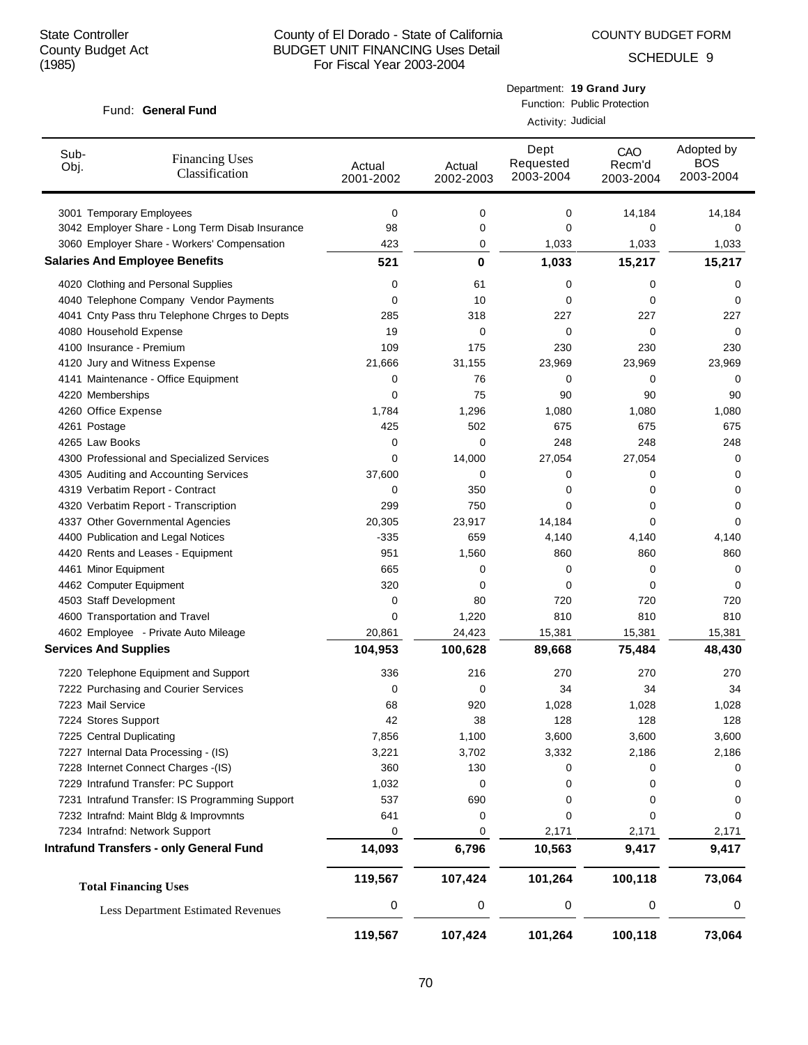State Controller
County Budget Act
(1985)

County of El Dorado - State of California
BUDGET UNIT FINANCING Uses Detail
For Fiscal Year 2003-2004

COUNTY BUDGET FORM
SCHEDULE 9

Fund: **General Fund**

Department: **19 Grand Jury**
Function: Public Protection
Activity: Judicial

| Sub-Obj. | Financing Uses Classification | Actual 2001-2002 | Actual 2002-2003 | Dept Requested 2003-2004 | CAO Recm'd 2003-2004 | Adopted by BOS 2003-2004 |
|---|---|---|---|---|---|---|
| 3001 | Temporary Employees | 0 | 0 | 0 | 14,184 | 14,184 |
| 3042 | Employer Share - Long Term Disab Insurance | 98 | 0 | 0 | 0 | 0 |
| 3060 | Employer Share - Workers' Compensation | 423 | 0 | 1,033 | 1,033 | 1,033 |
| **Salaries And Employee Benefits** | | **521** | **0** | **1,033** | **15,217** | **15,217** |
| 4020 | Clothing and Personal Supplies | 0 | 61 | 0 | 0 | 0 |
| 4040 | Telephone Company Vendor Payments | 0 | 10 | 0 | 0 | 0 |
| 4041 | Cnty Pass thru Telephone Chrges to Depts | 285 | 318 | 227 | 227 | 227 |
| 4080 | Household Expense | 19 | 0 | 0 | 0 | 0 |
| 4100 | Insurance - Premium | 109 | 175 | 230 | 230 | 230 |
| 4120 | Jury and Witness Expense | 21,666 | 31,155 | 23,969 | 23,969 | 23,969 |
| 4141 | Maintenance - Office Equipment | 0 | 76 | 0 | 0 | 0 |
| 4220 | Memberships | 0 | 75 | 90 | 90 | 90 |
| 4260 | Office Expense | 1,784 | 1,296 | 1,080 | 1,080 | 1,080 |
| 4261 | Postage | 425 | 502 | 675 | 675 | 675 |
| 4265 | Law Books | 0 | 0 | 248 | 248 | 248 |
| 4300 | Professional and Specialized Services | 0 | 14,000 | 27,054 | 27,054 | 0 |
| 4305 | Auditing and Accounting Services | 37,600 | 0 | 0 | 0 | 0 |
| 4319 | Verbatim Report - Contract | 0 | 350 | 0 | 0 | 0 |
| 4320 | Verbatim Report - Transcription | 299 | 750 | 0 | 0 | 0 |
| 4337 | Other Governmental Agencies | 20,305 | 23,917 | 14,184 | 0 | 0 |
| 4400 | Publication and Legal Notices | -335 | 659 | 4,140 | 4,140 | 4,140 |
| 4420 | Rents and Leases - Equipment | 951 | 1,560 | 860 | 860 | 860 |
| 4461 | Minor Equipment | 665 | 0 | 0 | 0 | 0 |
| 4462 | Computer Equipment | 320 | 0 | 0 | 0 | 0 |
| 4503 | Staff Development | 0 | 80 | 720 | 720 | 720 |
| 4600 | Transportation and Travel | 0 | 1,220 | 810 | 810 | 810 |
| 4602 | Employee - Private Auto Mileage | 20,861 | 24,423 | 15,381 | 15,381 | 15,381 |
| **Services And Supplies** | | **104,953** | **100,628** | **89,668** | **75,484** | **48,430** |
| 7220 | Telephone Equipment and Support | 336 | 216 | 270 | 270 | 270 |
| 7222 | Purchasing and Courier Services | 0 | 0 | 34 | 34 | 34 |
| 7223 | Mail Service | 68 | 920 | 1,028 | 1,028 | 1,028 |
| 7224 | Stores Support | 42 | 38 | 128 | 128 | 128 |
| 7225 | Central Duplicating | 7,856 | 1,100 | 3,600 | 3,600 | 3,600 |
| 7227 | Internal Data Processing - (IS) | 3,221 | 3,702 | 3,332 | 2,186 | 2,186 |
| 7228 | Internet Connect Charges -(IS) | 360 | 130 | 0 | 0 | 0 |
| 7229 | Intrafund Transfer: PC Support | 1,032 | 0 | 0 | 0 | 0 |
| 7231 | Intrafund Transfer: IS Programming Support | 537 | 690 | 0 | 0 | 0 |
| 7232 | Intrafnd: Maint Bldg & Improvmnts | 641 | 0 | 0 | 0 | 0 |
| 7234 | Intrafnd: Network Support | 0 | 0 | 2,171 | 2,171 | 2,171 |
| **Intrafund Transfers - only General Fund** | | **14,093** | **6,796** | **10,563** | **9,417** | **9,417** |
| **Total Financing Uses** | | **119,567** | **107,424** | **101,264** | **100,118** | **73,064** |
| Less Department Estimated Revenues | | 0 | 0 | 0 | 0 | 0 |
| | | **119,567** | **107,424** | **101,264** | **100,118** | **73,064** |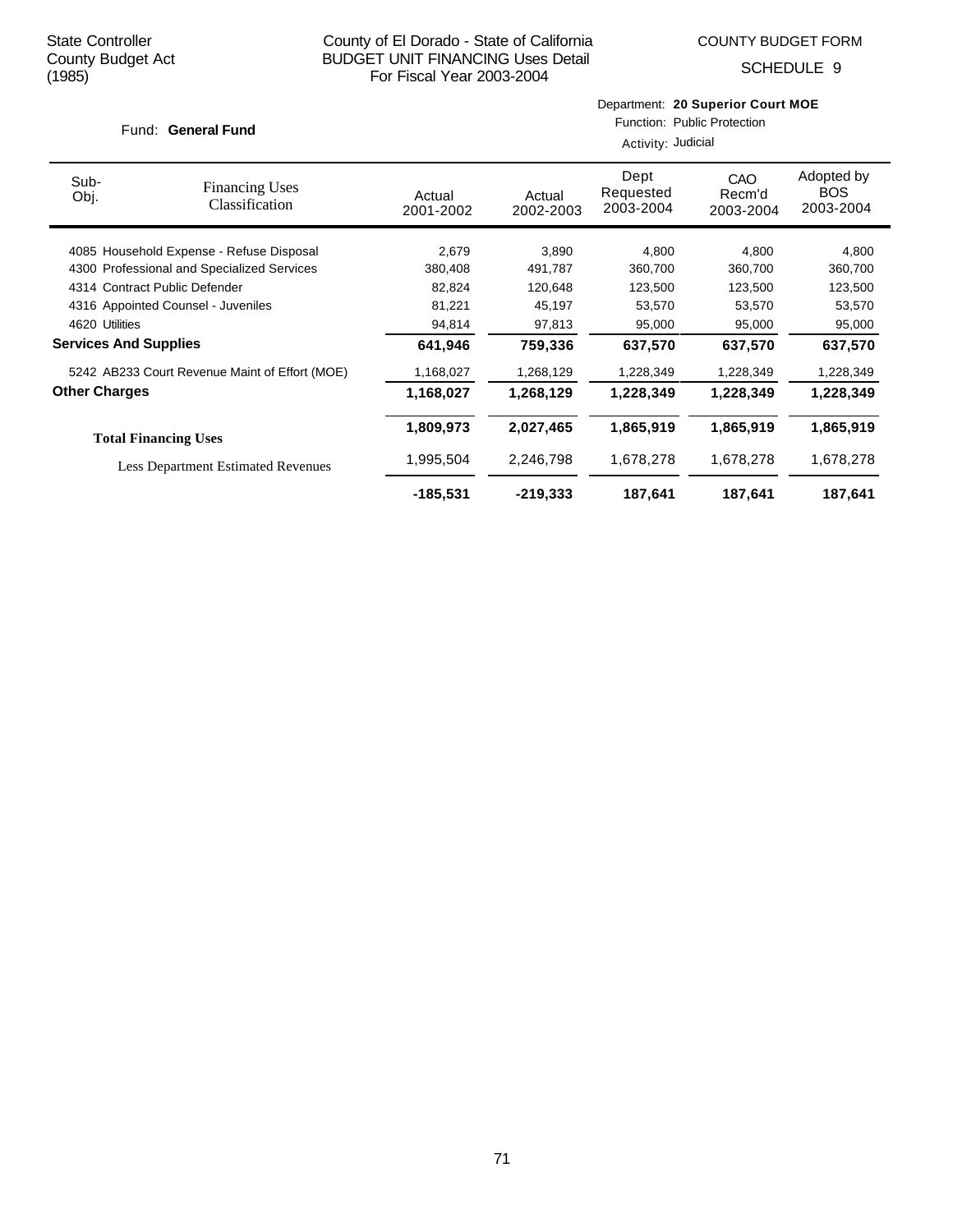State Controller
County Budget Act
(1985)

County of El Dorado - State of California
BUDGET UNIT FINANCING Uses Detail
For Fiscal Year 2003-2004

COUNTY BUDGET FORM
SCHEDULE 9

Fund: **General Fund**

Department: **20 Superior Court MOE**
Function: Public Protection
Activity: Judicial

| Sub-Obj. | Financing Uses Classification | Actual 2001-2002 | Actual 2002-2003 | Dept Requested 2003-2004 | CAO Recm'd 2003-2004 | Adopted by BOS 2003-2004 |
|---|---|---|---|---|---|---|
| 4085 | Household Expense - Refuse Disposal | 2,679 | 3,890 | 4,800 | 4,800 | 4,800 |
| 4300 | Professional and Specialized Services | 380,408 | 491,787 | 360,700 | 360,700 | 360,700 |
| 4314 | Contract Public Defender | 82,824 | 120,648 | 123,500 | 123,500 | 123,500 |
| 4316 | Appointed Counsel - Juveniles | 81,221 | 45,197 | 53,570 | 53,570 | 53,570 |
| 4620 | Utilities | 94,814 | 97,813 | 95,000 | 95,000 | 95,000 |
| **Services And Supplies** | | **641,946** | **759,336** | **637,570** | **637,570** | **637,570** |
| 5242 | AB233 Court Revenue Maint of Effort (MOE) | 1,168,027 | 1,268,129 | 1,228,349 | 1,228,349 | 1,228,349 |
| **Other Charges** | | **1,168,027** | **1,268,129** | **1,228,349** | **1,228,349** | **1,228,349** |
| **Total Financing Uses** | | **1,809,973** | **2,027,465** | **1,865,919** | **1,865,919** | **1,865,919** |
| Less Department Estimated Revenues | | 1,995,504 | 2,246,798 | 1,678,278 | 1,678,278 | 1,678,278 |
| | | **-185,531** | **-219,333** | **187,641** | **187,641** | **187,641** |